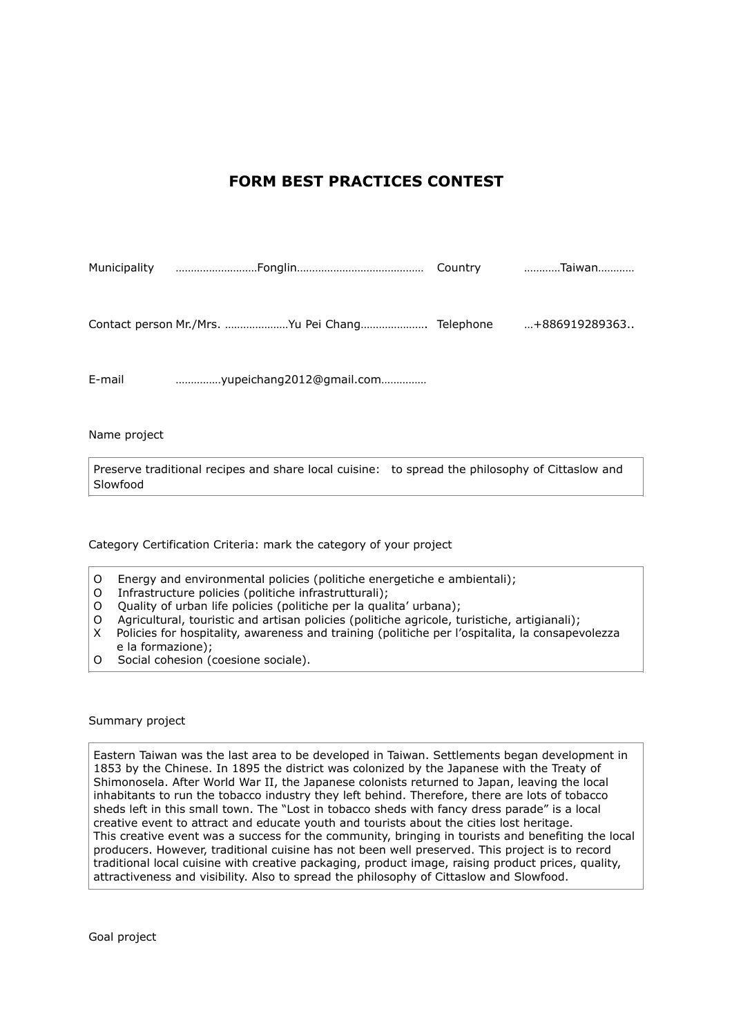# FORM BEST PRACTICES CONTEST

Municipality ……………………Fonglin…………………………………… Country …………Taiwan…………

Contact person Mr./Mrs. …………………Yu Pei Chang…………………. Telephone …+886919289363..

E-mail ……………yupeichang2012@gmail.com……………

Name project

Preserve traditional recipes and share local cuisine: to spread the philosophy of Cittaslow and Slowfood

Category Certification Criteria: mark the category of your project

O Energy and environmental policies (politiche energetiche e ambientali);
O Infrastructure policies (politiche infrastrutturali);
O Quality of urban life policies (politiche per la qualita' urbana);
O Agricultural, touristic and artisan policies (politiche agricole, turistiche, artigianali);
X Policies for hospitality, awareness and training (politiche per l'ospitalita, la consapevolezza e la formazione);
O Social cohesion (coesione sociale).

Summary project

Eastern Taiwan was the last area to be developed in Taiwan. Settlements began development in 1853 by the Chinese. In 1895 the district was colonized by the Japanese with the Treaty of Shimonosela. After World War II, the Japanese colonists returned to Japan, leaving the local inhabitants to run the tobacco industry they left behind. Therefore, there are lots of tobacco sheds left in this small town. The "Lost in tobacco sheds with fancy dress parade" is a local creative event to attract and educate youth and tourists about the cities lost heritage.
This creative event was a success for the community, bringing in tourists and benefiting the local producers. However, traditional cuisine has not been well preserved. This project is to record traditional local cuisine with creative packaging, product image, raising product prices, quality, attractiveness and visibility. Also to spread the philosophy of Cittaslow and Slowfood.

Goal project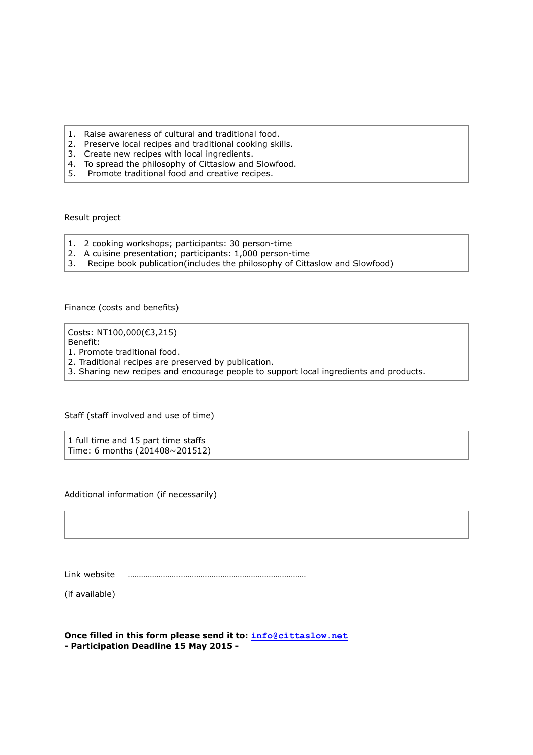1. Raise awareness of cultural and traditional food.
2. Preserve local recipes and traditional cooking skills.
3. Create new recipes with local ingredients.
4. To spread the philosophy of Cittaslow and Slowfood.
5. Promote traditional food and creative recipes.

Result project

1. 2 cooking workshops; participants: 30 person-time
2. A cuisine presentation; participants: 1,000 person-time
3. Recipe book publication(includes the philosophy of Cittaslow and Slowfood)

Finance (costs and benefits)

Costs: NT100,000(€3,215)
Benefit:
1. Promote traditional food.
2. Traditional recipes are preserved by publication.
3. Sharing new recipes and encourage people to support local ingredients and products.

Staff (staff involved and use of time)

1 full time and 15 part time staffs
Time: 6 months (201408~201512)

Additional information (if necessarily)

Link website ……………………………………………………………………

(if available)

**Once filled in this form please send it to: info@cittaslow.net**
**- Participation Deadline 15 May 2015 -**